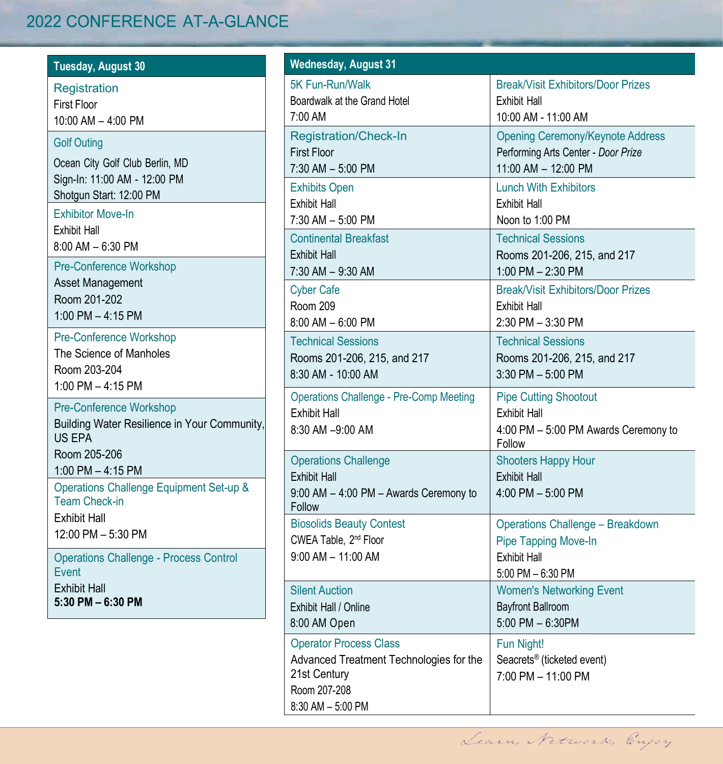# 2022 CONFERENCE AT-A-GLANCE

## Tuesday, August 30

**Registration**
First Floor
10:00 AM – 4:00 PM

**Golf Outing**
Ocean City Golf Club Berlin, MD
Sign-In: 11:00 AM - 12:00 PM
Shotgun Start: 12:00 PM

**Exhibitor Move-In**
Exhibit Hall
8:00 AM – 6:30 PM

**Pre-Conference Workshop**
Asset Management
Room 201-202
1:00 PM – 4:15 PM

**Pre-Conference Workshop**
The Science of Manholes
Room 203-204
1:00 PM – 4:15 PM

**Pre-Conference Workshop**
Building Water Resilience in Your Community, US EPA
Room 205-206
1:00 PM – 4:15 PM

**Operations Challenge Equipment Set-up & Team Check-in**
Exhibit Hall
12:00 PM – 5:30 PM

**Operations Challenge - Process Control Event**
Exhibit Hall
**5:30 PM – 6:30 PM**

## Wednesday, August 31

**5K Fun-Run/Walk**
Boardwalk at the Grand Hotel
7:00 AM

**Registration/Check-In**
First Floor
7:30 AM – 5:00 PM

**Exhibits Open**
Exhibit Hall
7:30 AM – 5:00 PM

**Continental Breakfast**
Exhibit Hall
7:30 AM – 9:30 AM

**Cyber Cafe**
Room 209
8:00 AM – 6:00 PM

**Technical Sessions**
Rooms 201-206, 215, and 217
8:30 AM - 10:00 AM

**Operations Challenge - Pre-Comp Meeting**
Exhibit Hall
8:30 AM –9:00 AM

**Operations Challenge**
Exhibit Hall
9:00 AM – 4:00 PM – Awards Ceremony to Follow

**Biosolids Beauty Contest**
CWEA Table, 2nd Floor
9:00 AM – 11:00 AM

**Silent Auction**
Exhibit Hall / Online
8:00 AM Open

**Operator Process Class**
Advanced Treatment Technologies for the 21st Century
Room 207-208
8:30 AM – 5:00 PM

**Break/Visit Exhibitors/Door Prizes**
Exhibit Hall
10:00 AM - 11:00 AM

**Opening Ceremony/Keynote Address**
Performing Arts Center - *Door Prize*
11:00 AM – 12:00 PM

**Lunch With Exhibitors**
Exhibit Hall
Noon to 1:00 PM

**Technical Sessions**
Rooms 201-206, 215, and 217
1:00 PM – 2:30 PM

**Break/Visit Exhibitors/Door Prizes**
Exhibit Hall
2:30 PM – 3:30 PM

**Technical Sessions**
Rooms 201-206, 215, and 217
3:30 PM – 5:00 PM

**Pipe Cutting Shootout**
Exhibit Hall
4:00 PM – 5:00 PM Awards Ceremony to Follow

**Shooters Happy Hour**
Exhibit Hall
4:00 PM – 5:00 PM

**Operations Challenge – Breakdown**
**Pipe Tapping Move-In**
Exhibit Hall
5:00 PM – 6:30 PM

**Women's Networking Event**
Bayfront Ballroom
5:00 PM – 6:30PM

**Fun Night!**
Seacrets® (ticketed event)
7:00 PM – 11:00 PM

*Learn, Network, Enjoy*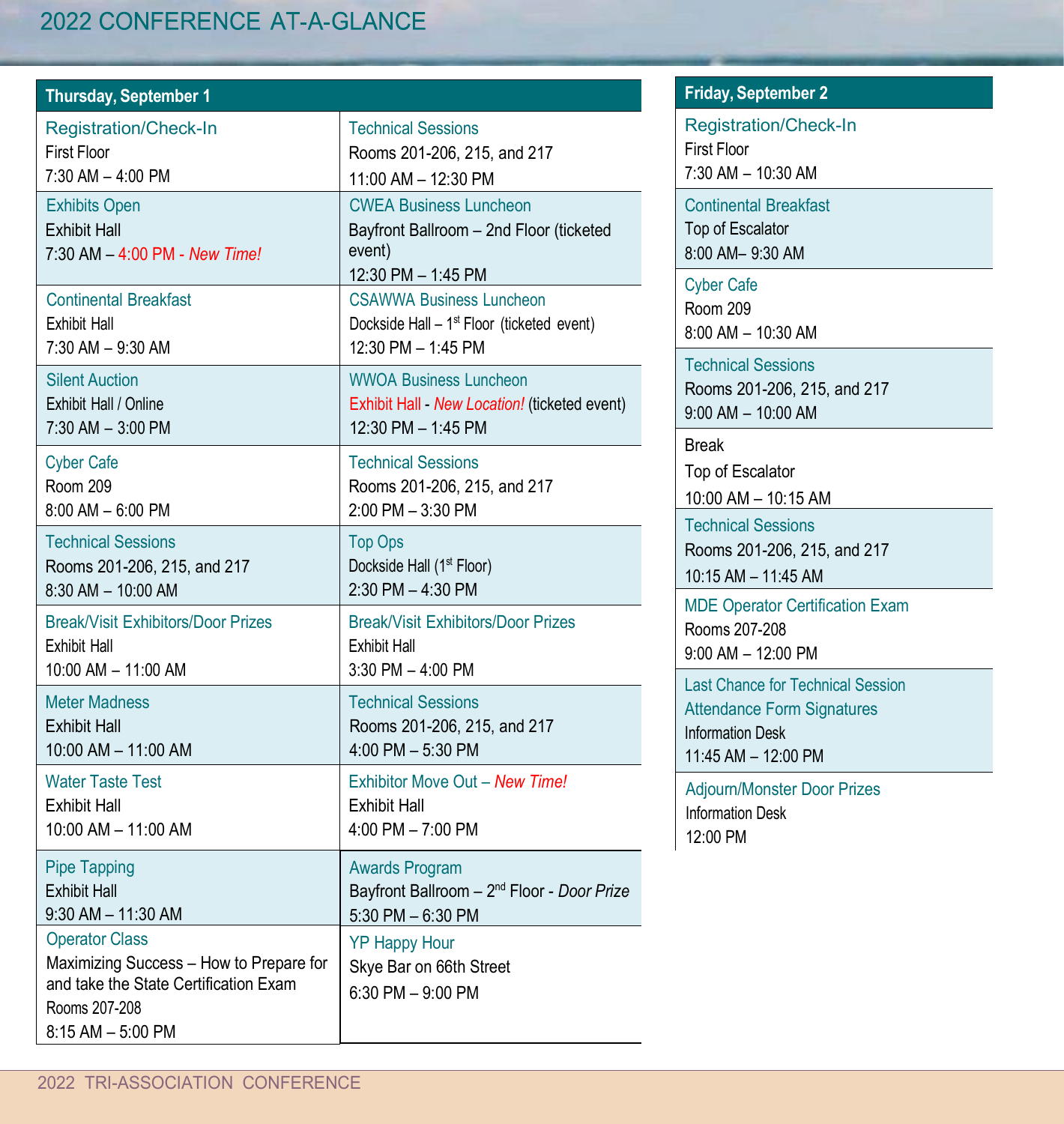# 2022 CONFERENCE AT-A-GLANCE

## Thursday, September 1

**Registration/Check-In**
First Floor
7:30 AM – 4:00 PM

**Exhibits Open**
Exhibit Hall
7:30 AM – 4:00 PM - *New Time!*

**Continental Breakfast**
Exhibit Hall
7:30 AM – 9:30 AM

**Silent Auction**
Exhibit Hall / Online
7:30 AM – 3:00 PM

**Cyber Cafe**
Room 209
8:00 AM – 6:00 PM

**Technical Sessions**
Rooms 201-206, 215, and 217
8:30 AM – 10:00 AM

**Break/Visit Exhibitors/Door Prizes**
Exhibit Hall
10:00 AM – 11:00 AM

**Meter Madness**
Exhibit Hall
10:00 AM – 11:00 AM

**Water Taste Test**
Exhibit Hall
10:00 AM – 11:00 AM

**Pipe Tapping**
Exhibit Hall
9:30 AM – 11:30 AM

**Operator Class**
Maximizing Success – How to Prepare for and take the State Certification Exam
Rooms 207-208
8:15 AM – 5:00 PM

**Technical Sessions**
Rooms 201-206, 215, and 217
11:00 AM – 12:30 PM

**CWEA Business Luncheon**
Bayfront Ballroom – 2nd Floor (ticketed event)
12:30 PM – 1:45 PM

**CSAWWA Business Luncheon**
Dockside Hall – 1st Floor (ticketed event)
12:30 PM – 1:45 PM

**WWOA Business Luncheon**
Exhibit Hall - *New Location!* (ticketed event)
12:30 PM – 1:45 PM

**Technical Sessions**
Rooms 201-206, 215, and 217
2:00 PM – 3:30 PM

**Top Ops**
Dockside Hall (1st Floor)
2:30 PM – 4:30 PM

**Break/Visit Exhibitors/Door Prizes**
Exhibit Hall
3:30 PM – 4:00 PM

**Technical Sessions**
Rooms 201-206, 215, and 217
4:00 PM – 5:30 PM

**Exhibitor Move Out – *New Time!***
Exhibit Hall
4:00 PM – 7:00 PM

**Awards Program**
Bayfront Ballroom – 2nd Floor - *Door Prize*
5:30 PM – 6:30 PM

**YP Happy Hour**
Skye Bar on 66th Street
6:30 PM – 9:00 PM

## Friday, September 2

**Registration/Check-In**
First Floor
7:30 AM – 10:30 AM

**Continental Breakfast**
Top of Escalator
8:00 AM– 9:30 AM

**Cyber Cafe**
Room 209
8:00 AM – 10:30 AM

**Technical Sessions**
Rooms 201-206, 215, and 217
9:00 AM – 10:00 AM

**Break**
Top of Escalator
10:00 AM – 10:15 AM

**Technical Sessions**
Rooms 201-206, 215, and 217
10:15 AM – 11:45 AM

**MDE Operator Certification Exam**
Rooms 207-208
9:00 AM – 12:00 PM

**Last Chance for Technical Session Attendance Form Signatures**
Information Desk
11:45 AM – 12:00 PM

**Adjourn/Monster Door Prizes**
Information Desk
12:00 PM